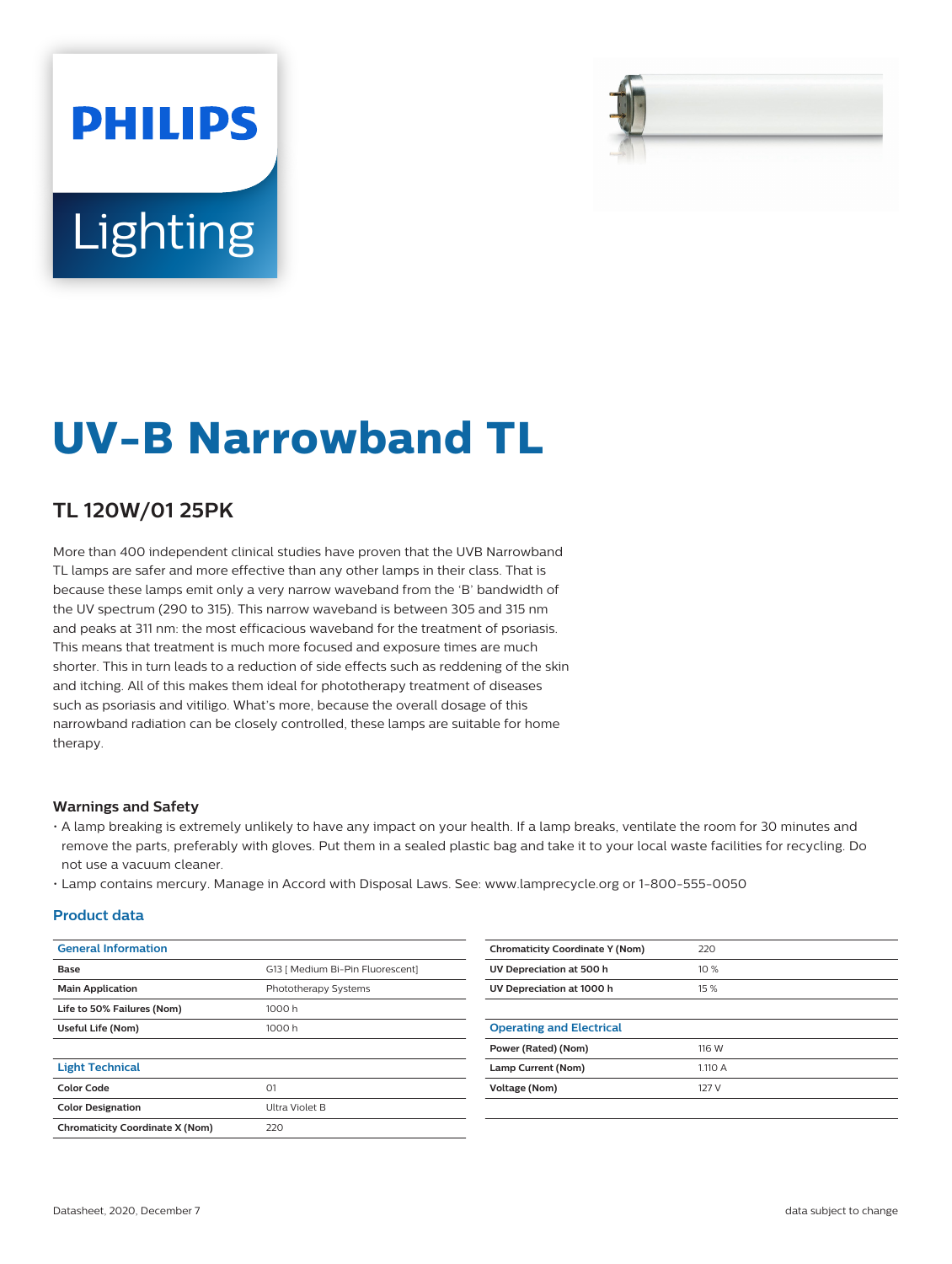PHILIPS

Lighting

# UV-B Narrowband TL

## TL 120W/01 25PK

More than 400 independent clinical studies have proven that the UVB Narrowband TL lamps are safer and more effective than any other lamps in their class. That is because these lamps emit only a very narrow waveband from the 'B' bandwidth of the UV spectrum (290 to 315). This narrow waveband is between 305 and 315 nm and peaks at 311 nm: the most efficacious waveband for the treatment of psoriasis. This means that treatment is much more focused and exposure times are much shorter. This in turn leads to a reduction of side effects such as reddening of the skin and itching. All of this makes them ideal for phototherapy treatment of diseases such as psoriasis and vitiligo. What's more, because the overall dosage of this narrowband radiation can be closely controlled, these lamps are suitable for home therapy.

### Warnings and Safety

- A lamp breaking is extremely unlikely to have any impact on your health. If a lamp breaks, ventilate the room for 30 minutes and remove the parts, preferably with gloves. Put them in a sealed plastic bag and take it to your local waste facilities for recycling. Do not use a vacuum cleaner.
- Lamp contains mercury. Manage in Accord with Disposal Laws. See: www.lamprecycle.org or 1-800-555-0050

### Product data

| General Information | |
|---|---|
| **Base** | G13 [ Medium Bi-Pin Fluorescent] |
| **Main Application** | Phototherapy Systems |
| **Life to 50% Failures (Nom)** | 1000 h |
| **Useful Life (Nom)** | 1000 h |

| Light Technical | |
|---|---|
| **Color Code** | 01 |
| **Color Designation** | Ultra Violet B |
| **Chromaticity Coordinate X (Nom)** | 220 |
| **Chromaticity Coordinate Y (Nom)** | 220 |
| **UV Depreciation at 500 h** | 10 % |
| **UV Depreciation at 1000 h** | 15 % |

| Operating and Electrical | |
|---|---|
| **Power (Rated) (Nom)** | 116 W |
| **Lamp Current (Nom)** | 1.110 A |
| **Voltage (Nom)** | 127 V |

Datasheet, 2020, December 7

data subject to change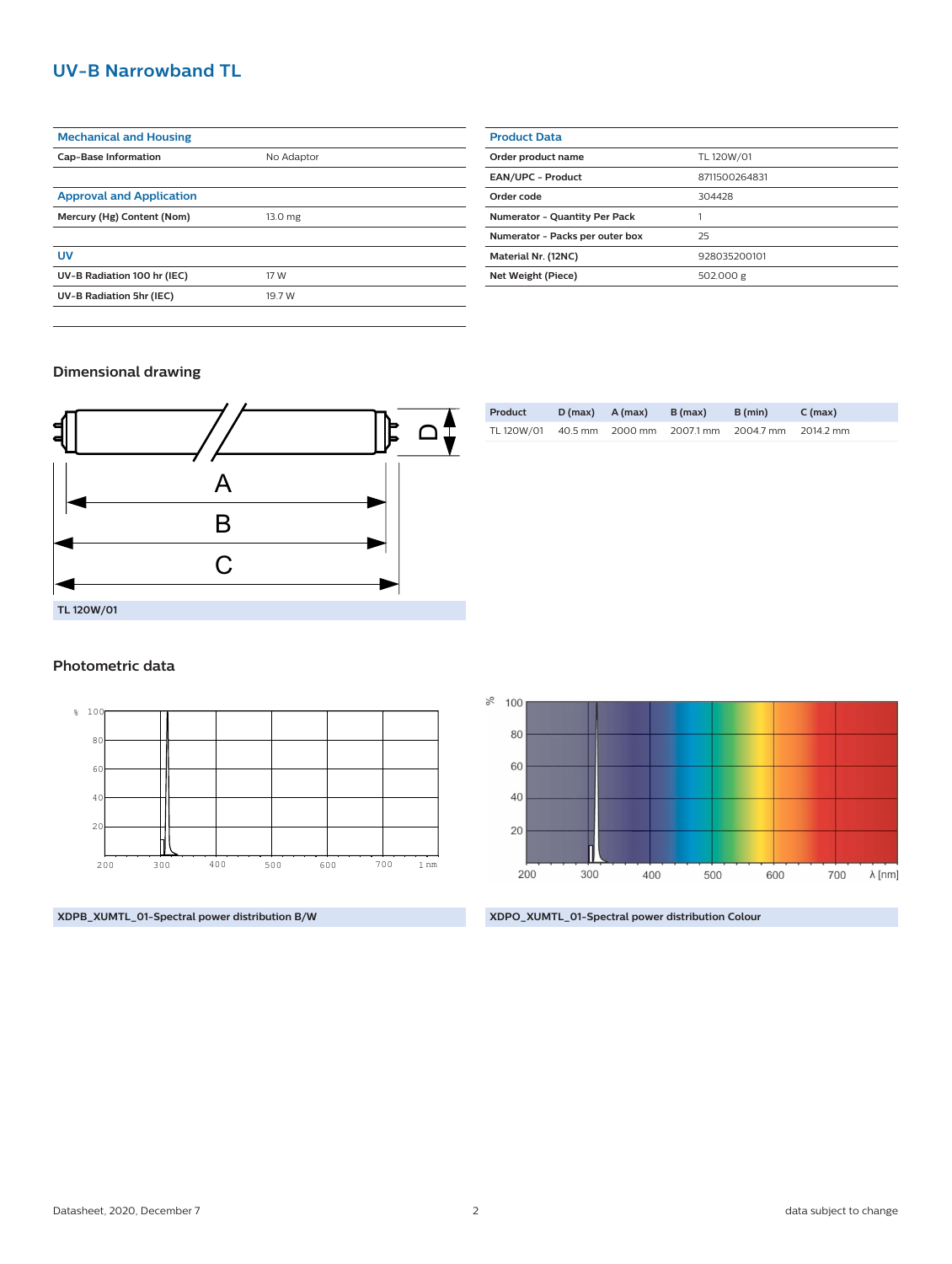## UV-B Narrowband TL

| Mechanical and Housing | |
|---|---|
| Cap-Base Information | No Adaptor |

| Approval and Application | |
|---|---|
| Mercury (Hg) Content (Nom) | 13.0 mg |

| UV | |
|---|---|
| UV-B Radiation 100 hr (IEC) | 17 W |
| UV-B Radiation 5hr (IEC) | 19.7 W |

| Product Data | |
|---|---|
| Order product name | TL 120W/01 |
| EAN/UPC - Product | 8711500264831 |
| Order code | 304428 |
| Numerator - Quantity Per Pack | 1 |
| Numerator - Packs per outer box | 25 |
| Material Nr. (12NC) | 928035200101 |
| Net Weight (Piece) | 502.000 g |

### Dimensional drawing

| Product | D (max) | A (max) | B (max) | B (min) | C (max) |
|---|---|---|---|---|---|
| TL 120W/01 | 40.5 mm | 2000 mm | 2007.1 mm | 2004.7 mm | 2014.2 mm |

TL 120W/01

### Photometric data

XDPB_XUMTL_01-Spectral power distribution B/W

XDPO_XUMTL_01-Spectral power distribution Colour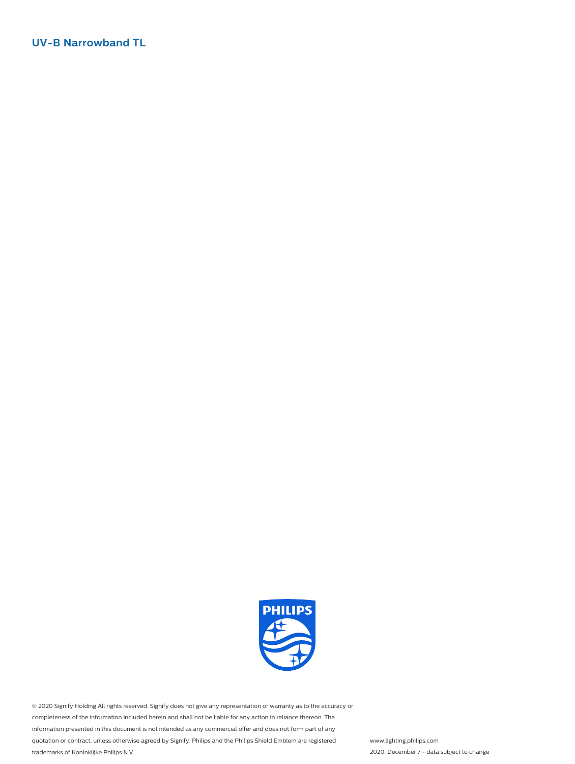© 2020 Signify Holding All rights reserved. Signify does not give any representation or warranty as to the accuracy or completeness of the information included herein and shall not be liable for any action in reliance thereon. The information presented in this document is not intended as any commercial offer and does not form part of any quotation or contract, unless otherwise agreed by Signify. Philips and the Philips Shield Emblem are registered trademarks of Koninklijke Philips N.V.

www.lighting.philips.com

2020, December 7 - data subject to change